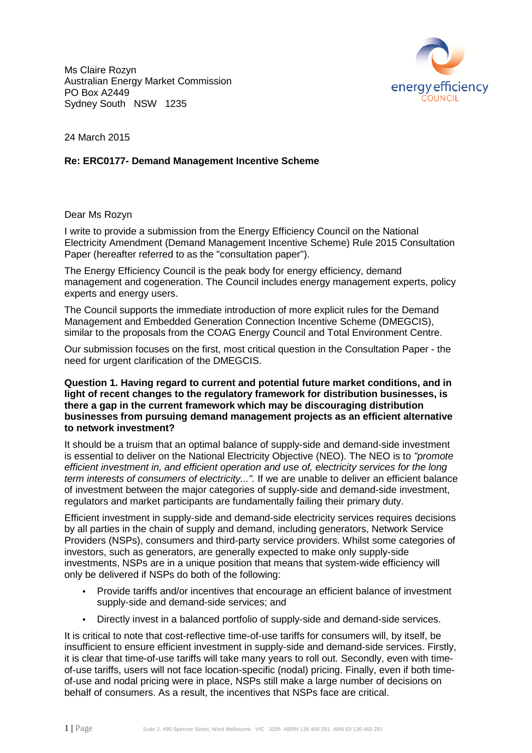Ms Claire Rozyn
Australian Energy Market Commission
PO Box A2449
Sydney South NSW 1235

energy efficiency COUNCIL

24 March 2015

**Re: ERC0177- Demand Management Incentive Scheme**

Dear Ms Rozyn

I write to provide a submission from the Energy Efficiency Council on the National Electricity Amendment (Demand Management Incentive Scheme) Rule 2015 Consultation Paper (hereafter referred to as the "consultation paper").

The Energy Efficiency Council is the peak body for energy efficiency, demand management and cogeneration. The Council includes energy management experts, policy experts and energy users.

The Council supports the immediate introduction of more explicit rules for the Demand Management and Embedded Generation Connection Incentive Scheme (DMEGCIS), similar to the proposals from the COAG Energy Council and Total Environment Centre.

Our submission focuses on the first, most critical question in the Consultation Paper - the need for urgent clarification of the DMEGCIS.

**Question 1. Having regard to current and potential future market conditions, and in light of recent changes to the regulatory framework for distribution businesses, is there a gap in the current framework which may be discouraging distribution businesses from pursuing demand management projects as an efficient alternative to network investment?**

It should be a truism that an optimal balance of supply-side and demand-side investment is essential to deliver on the National Electricity Objective (NEO). The NEO is to *"promote efficient investment in, and efficient operation and use of, electricity services for the long term interests of consumers of electricity...".* If we are unable to deliver an efficient balance of investment between the major categories of supply-side and demand-side investment, regulators and market participants are fundamentally failing their primary duty.

Efficient investment in supply-side and demand-side electricity services requires decisions by all parties in the chain of supply and demand, including generators, Network Service Providers (NSPs), consumers and third-party service providers. Whilst some categories of investors, such as generators, are generally expected to make only supply-side investments, NSPs are in a unique position that means that system-wide efficiency will only be delivered if NSPs do both of the following:

- Provide tariffs and/or incentives that encourage an efficient balance of investment supply-side and demand-side services; and
- Directly invest in a balanced portfolio of supply-side and demand-side services.

It is critical to note that cost-reflective time-of-use tariffs for consumers will, by itself, be insufficient to ensure efficient investment in supply-side and demand-side services. Firstly, it is clear that time-of-use tariffs will take many years to roll out. Secondly, even with time-of-use tariffs, users will not face location-specific (nodal) pricing. Finally, even if both time-of-use and nodal pricing were in place, NSPs still make a large number of decisions on behalf of consumers. As a result, the incentives that NSPs face are critical.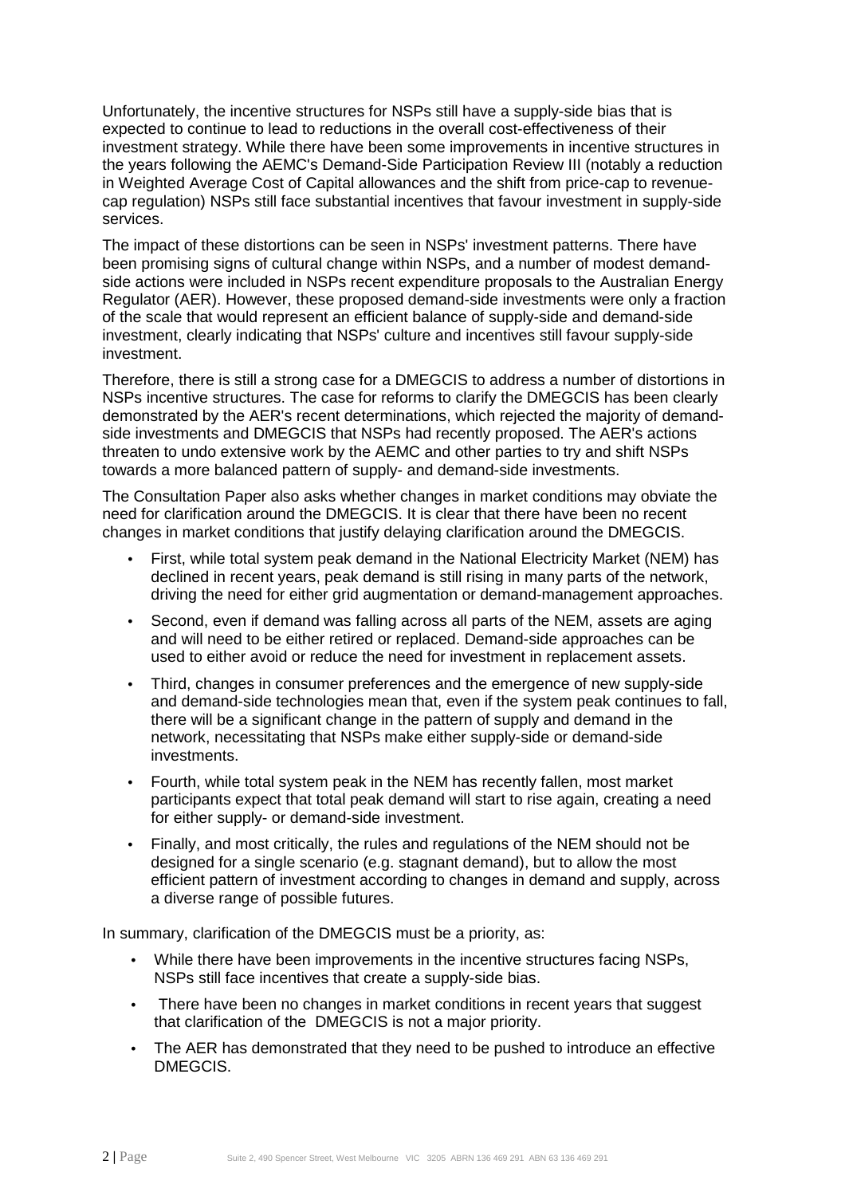Unfortunately, the incentive structures for NSPs still have a supply-side bias that is expected to continue to lead to reductions in the overall cost-effectiveness of their investment strategy. While there have been some improvements in incentive structures in the years following the AEMC's Demand-Side Participation Review III (notably a reduction in Weighted Average Cost of Capital allowances and the shift from price-cap to revenue-cap regulation) NSPs still face substantial incentives that favour investment in supply-side services.

The impact of these distortions can be seen in NSPs' investment patterns. There have been promising signs of cultural change within NSPs, and a number of modest demand-side actions were included in NSPs recent expenditure proposals to the Australian Energy Regulator (AER). However, these proposed demand-side investments were only a fraction of the scale that would represent an efficient balance of supply-side and demand-side investment, clearly indicating that NSPs' culture and incentives still favour supply-side investment.

Therefore, there is still a strong case for a DMEGCIS to address a number of distortions in NSPs incentive structures. The case for reforms to clarify the DMEGCIS has been clearly demonstrated by the AER's recent determinations, which rejected the majority of demand-side investments and DMEGCIS that NSPs had recently proposed. The AER's actions threaten to undo extensive work by the AEMC and other parties to try and shift NSPs towards a more balanced pattern of supply- and demand-side investments.

The Consultation Paper also asks whether changes in market conditions may obviate the need for clarification around the DMEGCIS. It is clear that there have been no recent changes in market conditions that justify delaying clarification around the DMEGCIS.

- First, while total system peak demand in the National Electricity Market (NEM) has declined in recent years, peak demand is still rising in many parts of the network, driving the need for either grid augmentation or demand-management approaches.
- Second, even if demand was falling across all parts of the NEM, assets are aging and will need to be either retired or replaced. Demand-side approaches can be used to either avoid or reduce the need for investment in replacement assets.
- Third, changes in consumer preferences and the emergence of new supply-side and demand-side technologies mean that, even if the system peak continues to fall, there will be a significant change in the pattern of supply and demand in the network, necessitating that NSPs make either supply-side or demand-side investments.
- Fourth, while total system peak in the NEM has recently fallen, most market participants expect that total peak demand will start to rise again, creating a need for either supply- or demand-side investment.
- Finally, and most critically, the rules and regulations of the NEM should not be designed for a single scenario (e.g. stagnant demand), but to allow the most efficient pattern of investment according to changes in demand and supply, across a diverse range of possible futures.

In summary, clarification of the DMEGCIS must be a priority, as:

- While there have been improvements in the incentive structures facing NSPs, NSPs still face incentives that create a supply-side bias.
- There have been no changes in market conditions in recent years that suggest that clarification of the DMEGCIS is not a major priority.
- The AER has demonstrated that they need to be pushed to introduce an effective DMEGCIS.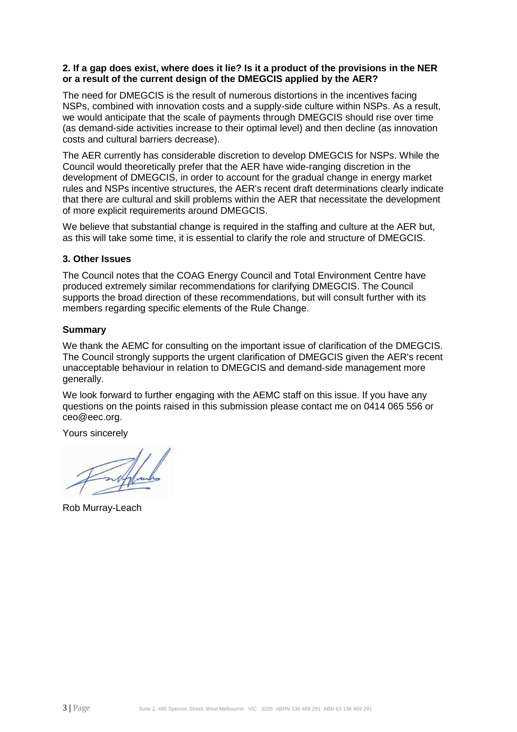**2. If a gap does exist, where does it lie? Is it a product of the provisions in the NER or a result of the current design of the DMEGCIS applied by the AER?**

The need for DMEGCIS is the result of numerous distortions in the incentives facing NSPs, combined with innovation costs and a supply-side culture within NSPs. As a result, we would anticipate that the scale of payments through DMEGCIS should rise over time (as demand-side activities increase to their optimal level) and then decline (as innovation costs and cultural barriers decrease).

The AER currently has considerable discretion to develop DMEGCIS for NSPs. While the Council would theoretically prefer that the AER have wide-ranging discretion in the development of DMEGCIS, in order to account for the gradual change in energy market rules and NSPs incentive structures, the AER's recent draft determinations clearly indicate that there are cultural and skill problems within the AER that necessitate the development of more explicit requirements around DMEGCIS.

We believe that substantial change is required in the staffing and culture at the AER but, as this will take some time, it is essential to clarify the role and structure of DMEGCIS.

**3. Other Issues**

The Council notes that the COAG Energy Council and Total Environment Centre have produced extremely similar recommendations for clarifying DMEGCIS. The Council supports the broad direction of these recommendations, but will consult further with its members regarding specific elements of the Rule Change.

**Summary**

We thank the AEMC for consulting on the important issue of clarification of the DMEGCIS. The Council strongly supports the urgent clarification of DMEGCIS given the AER's recent unacceptable behaviour in relation to DMEGCIS and demand-side management more generally.

We look forward to further engaging with the AEMC staff on this issue. If you have any questions on the points raised in this submission please contact me on 0414 065 556 or ceo@eec.org.

Yours sincerely

Rob Murray-Leach